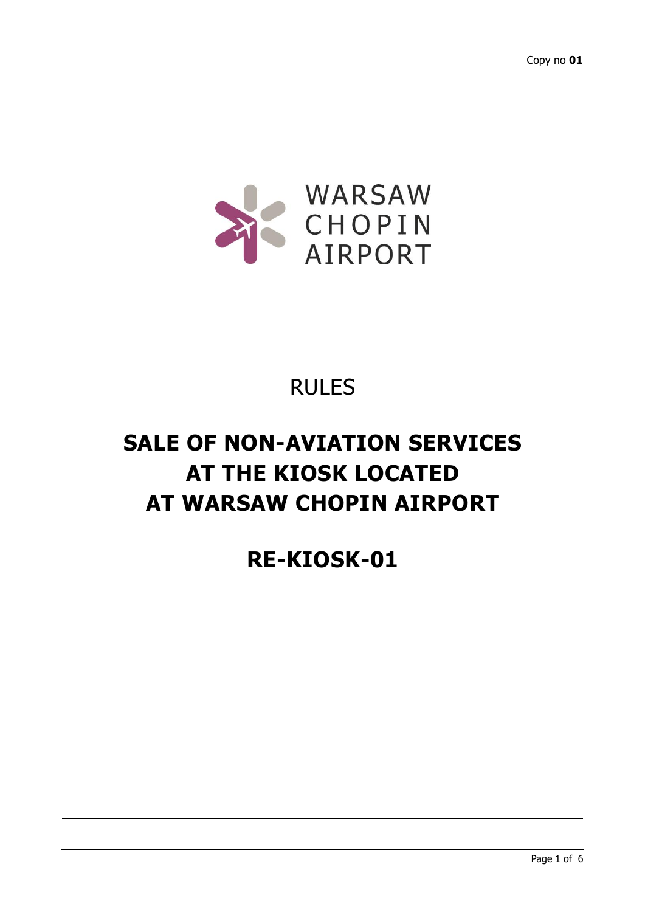Copy no **01**

WARSAW CHOPIN AIRPORT

# RULES

# SALE OF NON-AVIATION SERVICES AT THE KIOSK LOCATED AT WARSAW CHOPIN AIRPORT

# RE-KIOSK-01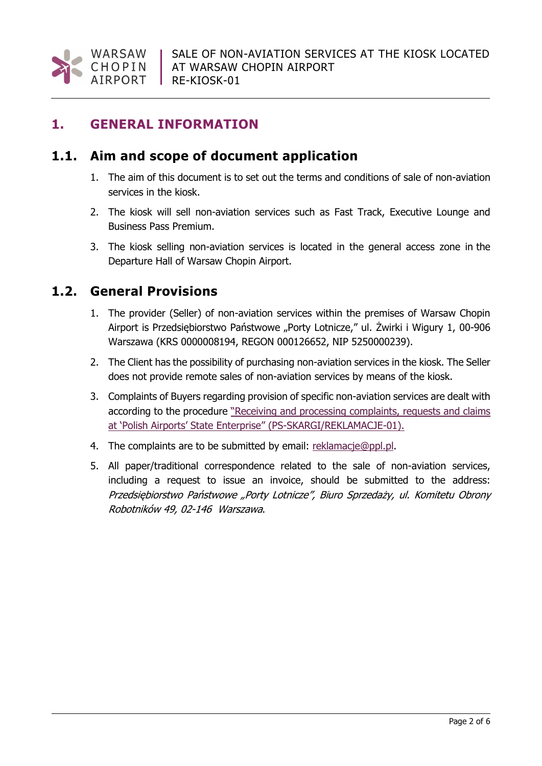# 1. GENERAL INFORMATION

## 1.1. Aim and scope of document application

1. The aim of this document is to set out the terms and conditions of sale of non-aviation services in the kiosk.
2. The kiosk will sell non-aviation services such as Fast Track, Executive Lounge and Business Pass Premium.
3. The kiosk selling non-aviation services is located in the general access zone in the Departure Hall of Warsaw Chopin Airport.

## 1.2. General Provisions

1. The provider (Seller) of non-aviation services within the premises of Warsaw Chopin Airport is Przedsiębiorstwo Państwowe „Porty Lotnicze," ul. Żwirki i Wigury 1, 00-906 Warszawa (KRS 0000008194, REGON 000126652, NIP 5250000239).
2. The Client has the possibility of purchasing non-aviation services in the kiosk. The Seller does not provide remote sales of non-aviation services by means of the kiosk.
3. Complaints of Buyers regarding provision of specific non-aviation services are dealt with according to the procedure "Receiving and processing complaints, requests and claims at 'Polish Airports' State Enterprise" (PS-SKARGI/REKLAMACJE-01).
4. The complaints are to be submitted by email: reklamacje@ppl.pl.
5. All paper/traditional correspondence related to the sale of non-aviation services, including a request to issue an invoice, should be submitted to the address: *Przedsiębiorstwo Państwowe „Porty Lotnicze", Biuro Sprzedaży, ul. Komitetu Obrony Robotników 49, 02-146 Warszawa*.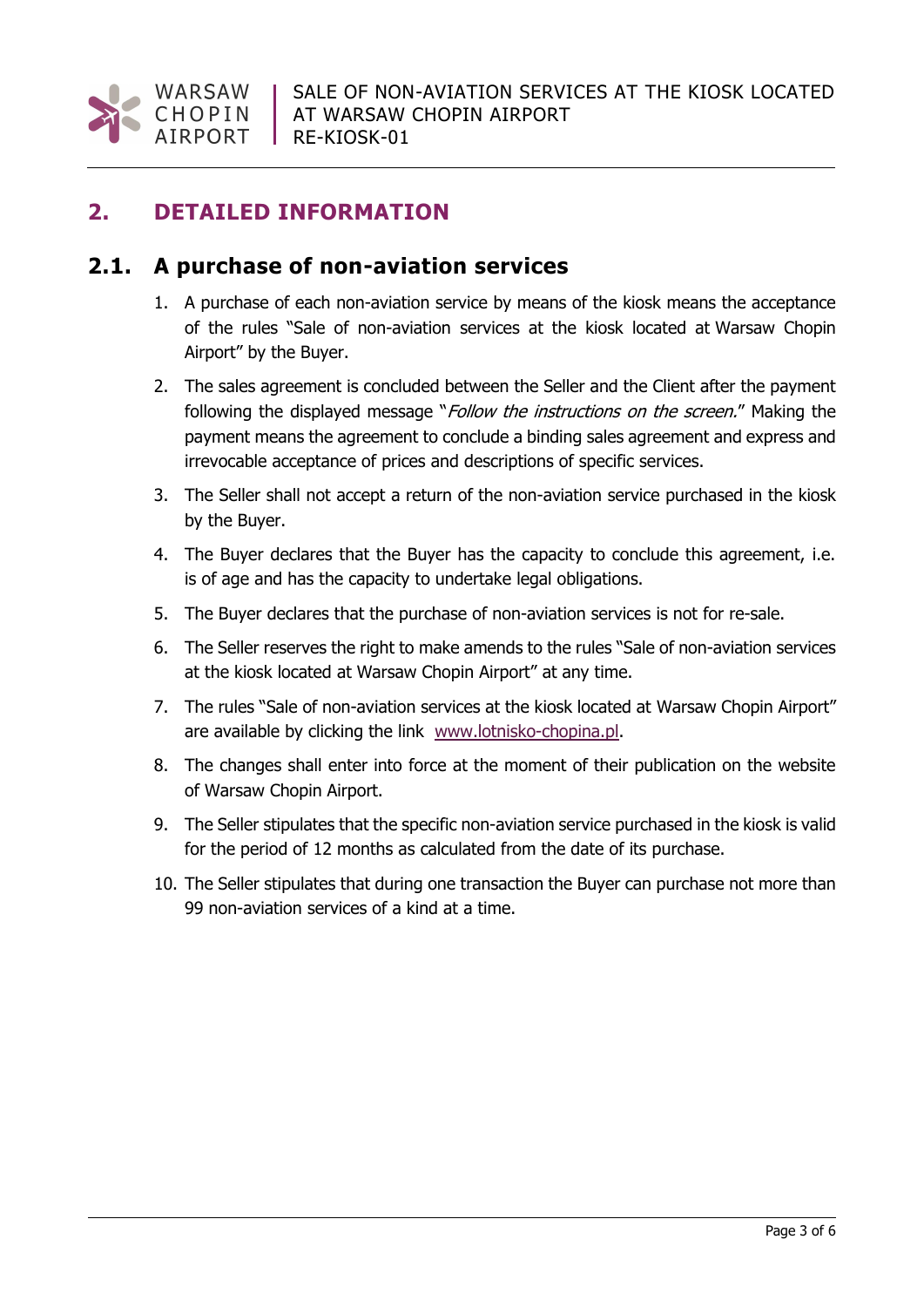## 2. DETAILED INFORMATION

### 2.1. A purchase of non-aviation services

1. A purchase of each non-aviation service by means of the kiosk means the acceptance of the rules "Sale of non-aviation services at the kiosk located at Warsaw Chopin Airport" by the Buyer.
2. The sales agreement is concluded between the Seller and the Client after the payment following the displayed message "*Follow the instructions on the screen.*" Making the payment means the agreement to conclude a binding sales agreement and express and irrevocable acceptance of prices and descriptions of specific services.
3. The Seller shall not accept a return of the non-aviation service purchased in the kiosk by the Buyer.
4. The Buyer declares that the Buyer has the capacity to conclude this agreement, i.e. is of age and has the capacity to undertake legal obligations.
5. The Buyer declares that the purchase of non-aviation services is not for re-sale.
6. The Seller reserves the right to make amends to the rules "Sale of non-aviation services at the kiosk located at Warsaw Chopin Airport" at any time.
7. The rules "Sale of non-aviation services at the kiosk located at Warsaw Chopin Airport" are available by clicking the link [www.lotnisko-chopina.pl](www.lotnisko-chopina.pl).
8. The changes shall enter into force at the moment of their publication on the website of Warsaw Chopin Airport.
9. The Seller stipulates that the specific non-aviation service purchased in the kiosk is valid for the period of 12 months as calculated from the date of its purchase.
10. The Seller stipulates that during one transaction the Buyer can purchase not more than 99 non-aviation services of a kind at a time.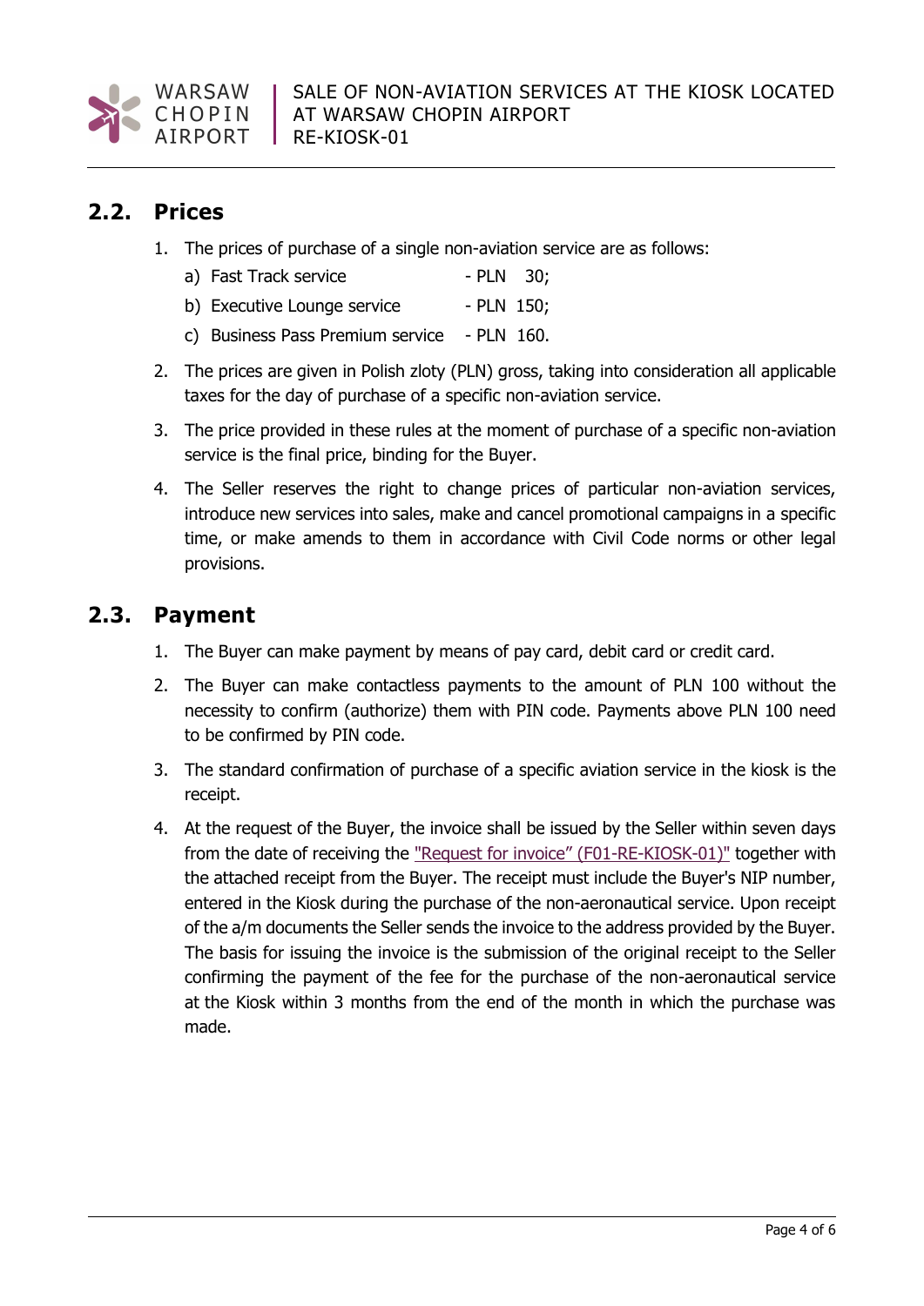## 2.2. Prices

1. The prices of purchase of a single non-aviation service are as follows:
   a) Fast Track service - PLN 30;
   b) Executive Lounge service - PLN 150;
   c) Business Pass Premium service - PLN 160.
2. The prices are given in Polish zloty (PLN) gross, taking into consideration all applicable taxes for the day of purchase of a specific non-aviation service.
3. The price provided in these rules at the moment of purchase of a specific non-aviation service is the final price, binding for the Buyer.
4. The Seller reserves the right to change prices of particular non-aviation services, introduce new services into sales, make and cancel promotional campaigns in a specific time, or make amends to them in accordance with Civil Code norms or other legal provisions.

## 2.3. Payment

1. The Buyer can make payment by means of pay card, debit card or credit card.
2. The Buyer can make contactless payments to the amount of PLN 100 without the necessity to confirm (authorize) them with PIN code. Payments above PLN 100 need to be confirmed by PIN code.
3. The standard confirmation of purchase of a specific aviation service in the kiosk is the receipt.
4. At the request of the Buyer, the invoice shall be issued by the Seller within seven days from the date of receiving the "Request for invoice" (F01-RE-KIOSK-01)" together with the attached receipt from the Buyer. The receipt must include the Buyer's NIP number, entered in the Kiosk during the purchase of the non-aeronautical service. Upon receipt of the a/m documents the Seller sends the invoice to the address provided by the Buyer. The basis for issuing the invoice is the submission of the original receipt to the Seller confirming the payment of the fee for the purchase of the non-aeronautical service at the Kiosk within 3 months from the end of the month in which the purchase was made.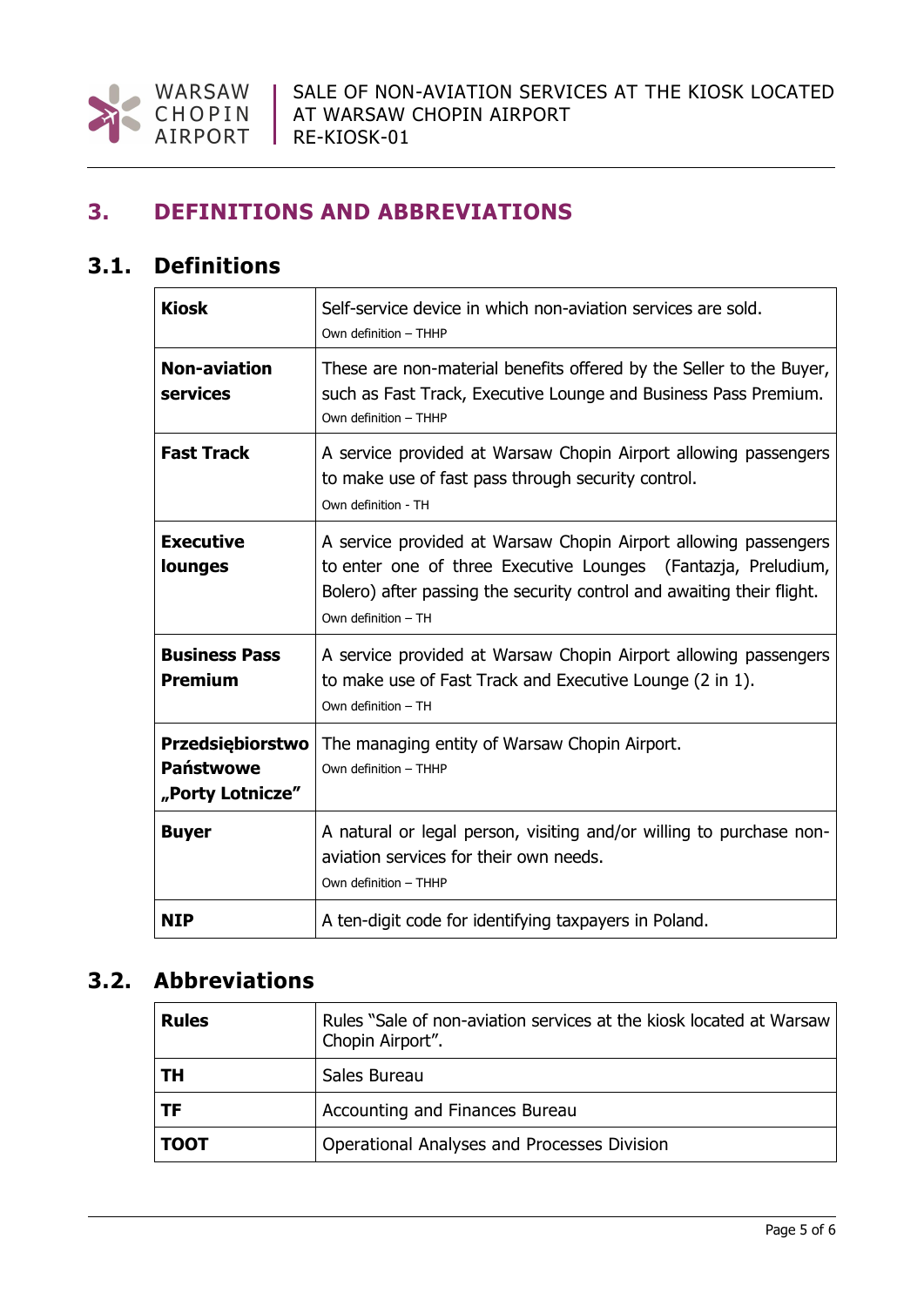# 3. DEFINITIONS AND ABBREVIATIONS

## 3.1. Definitions

| | |
|---|---|
| **Kiosk** | Self-service device in which non-aviation services are sold.<br>Own definition – THHP |
| **Non-aviation services** | These are non-material benefits offered by the Seller to the Buyer, such as Fast Track, Executive Lounge and Business Pass Premium.<br>Own definition – THHP |
| **Fast Track** | A service provided at Warsaw Chopin Airport allowing passengers to make use of fast pass through security control.<br>Own definition - TH |
| **Executive lounges** | A service provided at Warsaw Chopin Airport allowing passengers to enter one of three Executive Lounges (Fantazja, Preludium, Bolero) after passing the security control and awaiting their flight.<br>Own definition – TH |
| **Business Pass Premium** | A service provided at Warsaw Chopin Airport allowing passengers to make use of Fast Track and Executive Lounge (2 in 1).<br>Own definition – TH |
| **Przedsiębiorstwo Państwowe „Porty Lotnicze"** | The managing entity of Warsaw Chopin Airport.<br>Own definition – THHP |
| **Buyer** | A natural or legal person, visiting and/or willing to purchase non-aviation services for their own needs.<br>Own definition – THHP |
| **NIP** | A ten-digit code for identifying taxpayers in Poland. |

## 3.2. Abbreviations

| | |
|---|---|
| **Rules** | Rules "Sale of non-aviation services at the kiosk located at Warsaw Chopin Airport". |
| **TH** | Sales Bureau |
| **TF** | Accounting and Finances Bureau |
| **TOOT** | Operational Analyses and Processes Division |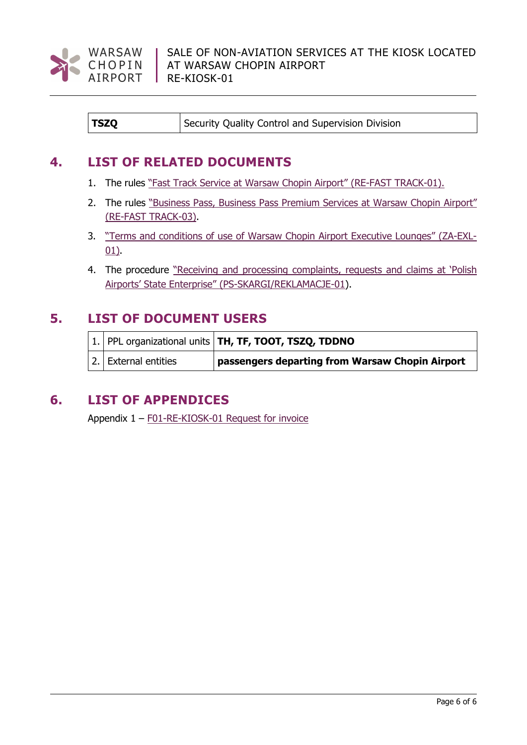| | |
|---|---|
| **TSZQ** | Security Quality Control and Supervision Division |

## 4. LIST OF RELATED DOCUMENTS

1. The rules "Fast Track Service at Warsaw Chopin Airport" (RE-FAST TRACK-01).
2. The rules "Business Pass, Business Pass Premium Services at Warsaw Chopin Airport" (RE-FAST TRACK-03).
3. "Terms and conditions of use of Warsaw Chopin Airport Executive Lounges" (ZA-EXL-01).
4. The procedure "Receiving and processing complaints, requests and claims at 'Polish Airports' State Enterprise" (PS-SKARGI/REKLAMACJE-01).

## 5. LIST OF DOCUMENT USERS

| | | |
|---|---|---|
| 1. | PPL organizational units | **TH, TF, TOOT, TSZQ, TDDNO** |
| 2. | External entities | **passengers departing from Warsaw Chopin Airport** |

## 6. LIST OF APPENDICES

Appendix 1 – F01-RE-KIOSK-01 Request for invoice